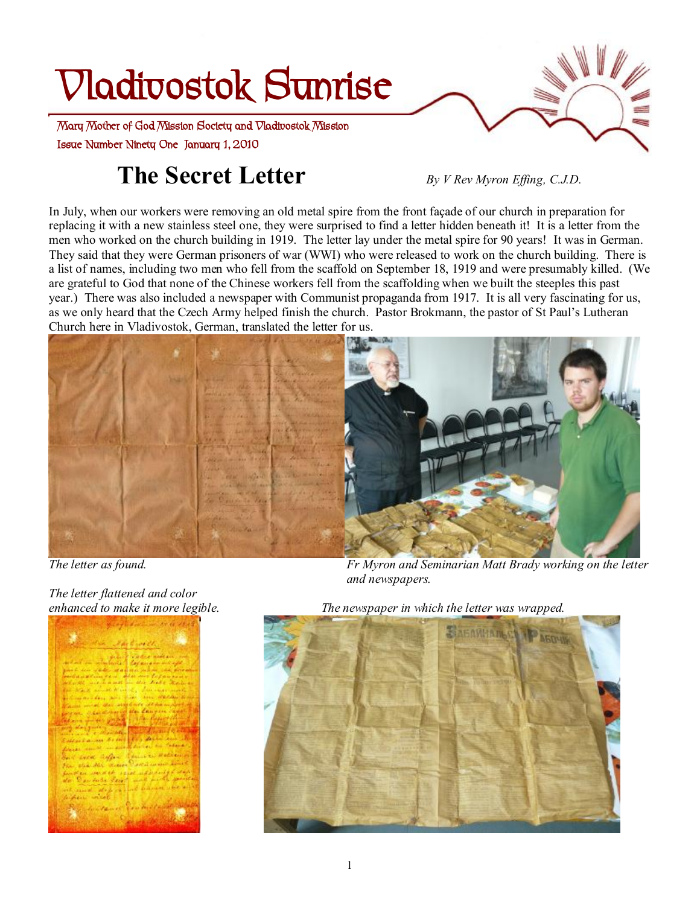# Vladivostok Sunrise

Mary Mother of God Mission Society and Vladivostok Mission

Issue Number Ninety One January 1, 2010

## The Secret Letter

*By V Rev Myron Effing, C.J.D.*

In July, when our workers were removing an old metal spire from the front façade of our church in preparation for replacing it with a new stainless steel one, they were surprised to find a letter hidden beneath it! It is a letter from the men who worked on the church building in 1919. The letter lay under the metal spire for 90 years! It was in German. They said that they were German prisoners of war (WWI) who were released to work on the church building. There is a list of names, including two men who fell from the scaffold on September 18, 1919 and were presumably killed. (We are grateful to God that none of the Chinese workers fell from the scaffolding when we built the steeples this past year.) There was also included a newspaper with Communist propaganda from 1917. It is all very fascinating for us, as we only heard that the Czech Army helped finish the church. Pastor Brokmann, the pastor of St Paul's Lutheran Church here in Vladivostok, German, translated the letter for us.

*The letter as found.*

*Fr Myron and Seminarian Matt Brady working on the letter and newspapers.*

*The letter flattened and color enhanced to make it more legible.*

*The newspaper in which the letter was wrapped.*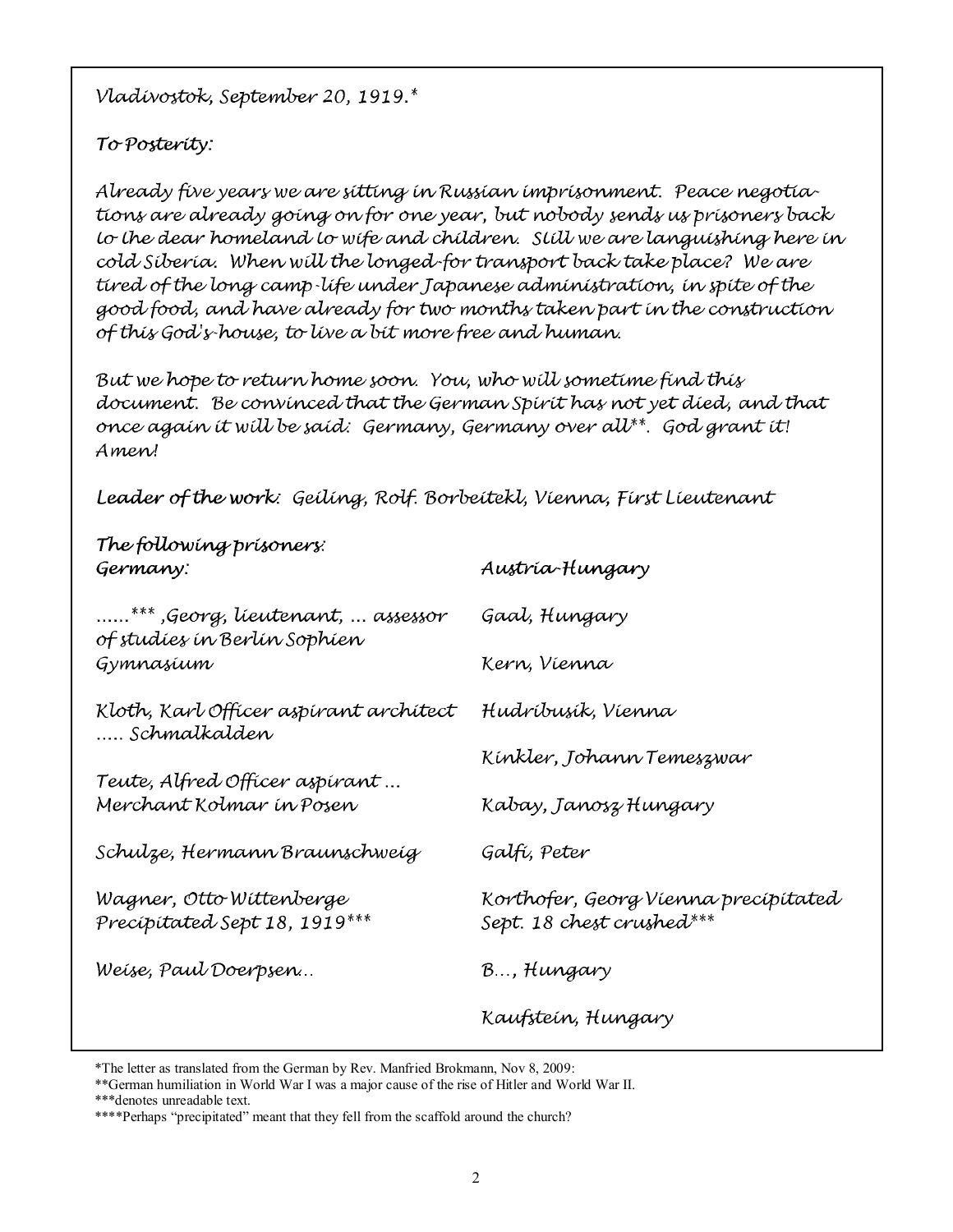*Vladivostok, September 20, 1919.**

*To Posterity:*

*Already five years we are sitting in Russian imprisonment. Peace negotiations are already going on for one year, but nobody sends us prisoners back to the dear homeland to wife and children. Still we are languishing here in cold Siberia. When will the longed-for transport back take place? We are tired of the long camp-life under Japanese administration, in spite of the good food, and have already for two months taken part in the construction of this God's-house, to live a bit more free and human.*

*But we hope to return home soon. You, who will sometime find this document. Be convinced that the German Spirit has not yet died, and that once again it will be said: Germany, Germany over all**. God grant it! Amen!*

*Leader of the work: Geiling, Rolf. Borbeitekl, Vienna, First Lieutenant*

*The following prisoners:*

| *Germany:* | *Austria-Hungary* |
|---|---|
| *......*** ,Georg, lieutenant, ... assessor of studies in Berlin Sophien Gymnasium* | *Gaal, Hungary* |
| | *Kern, Vienna* |
| *Kloth, Karl Officer aspirant architect ..... Schmalkalden* | *Hudribusik, Vienna* |
| | *Kinkler, Johann Temeszwar* |
| *Teute, Alfred Officer aspirant ... Merchant Kolmar in Posen* | *Kabay, Janosz Hungary* |
| *Schulze, Hermann Braunschweig* | *Galfi, Peter* |
| *Wagner, Otto Wittenberge Precipitated Sept 18, 1919**** | *Korthofer, Georg Vienna precipitated Sept. 18 chest crushed**** |
| *Weise, Paul Doerpsen..* | *B..., Hungary* |
| | *Kaufstein, Hungary* |

*The letter as translated from the German by Rev. Manfried Brokmann, Nov 8, 2009:

**German humiliation in World War I was a major cause of the rise of Hitler and World War II.

***denotes unreadable text.

****Perhaps "precipitated" meant that they fell from the scaffold around the church?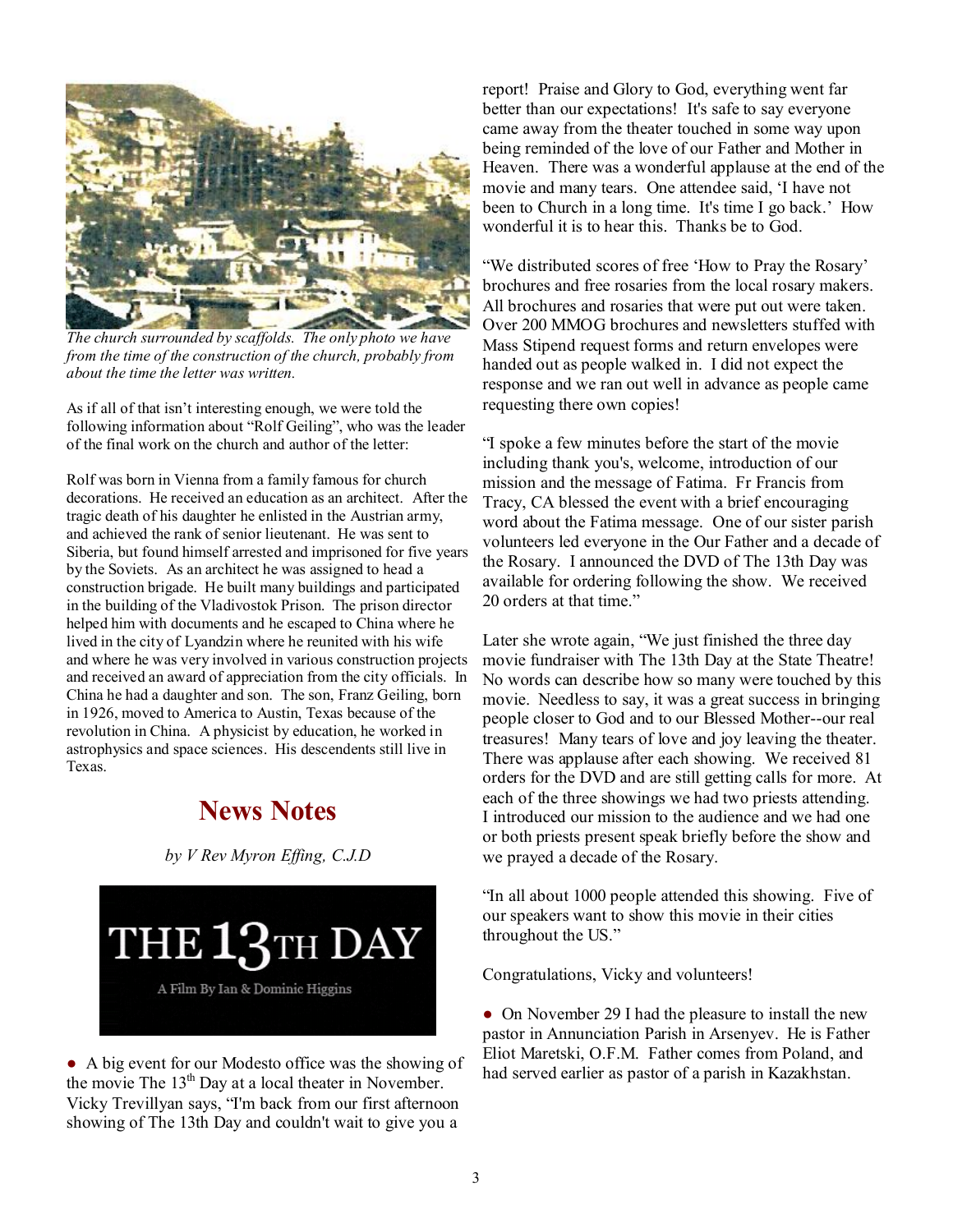*The church surrounded by scaffolds. The only photo we have from the time of the construction of the church, probably from about the time the letter was written.*

As if all of that isn't interesting enough, we were told the following information about "Rolf Geiling", who was the leader of the final work on the church and author of the letter:

Rolf was born in Vienna from a family famous for church decorations. He received an education as an architect. After the tragic death of his daughter he enlisted in the Austrian army, and achieved the rank of senior lieutenant. He was sent to Siberia, but found himself arrested and imprisoned for five years by the Soviets. As an architect he was assigned to head a construction brigade. He built many buildings and participated in the building of the Vladivostok Prison. The prison director helped him with documents and he escaped to China where he lived in the city of Lyandzin where he reunited with his wife and where he was very involved in various construction projects and received an award of appreciation from the city officials. In China he had a daughter and son. The son, Franz Geiling, born in 1926, moved to America to Austin, Texas because of the revolution in China. A physicist by education, he worked in astrophysics and space sciences. His descendents still live in Texas.

## News Notes

*by V Rev Myron Effing, C.J.D*

THE 13TH DAY
A Film By Ian & Dominic Higgins

● A big event for our Modesto office was the showing of the movie The 13th Day at a local theater in November. Vicky Trevillyan says, "I'm back from our first afternoon showing of The 13th Day and couldn't wait to give you a report! Praise and Glory to God, everything went far better than our expectations! It's safe to say everyone came away from the theater touched in some way upon being reminded of the love of our Father and Mother in Heaven. There was a wonderful applause at the end of the movie and many tears. One attendee said, 'I have not been to Church in a long time. It's time I go back.' How wonderful it is to hear this. Thanks be to God.

"We distributed scores of free 'How to Pray the Rosary' brochures and free rosaries from the local rosary makers. All brochures and rosaries that were put out were taken. Over 200 MMOG brochures and newsletters stuffed with Mass Stipend request forms and return envelopes were handed out as people walked in. I did not expect the response and we ran out well in advance as people came requesting there own copies!

"I spoke a few minutes before the start of the movie including thank you's, welcome, introduction of our mission and the message of Fatima. Fr Francis from Tracy, CA blessed the event with a brief encouraging word about the Fatima message. One of our sister parish volunteers led everyone in the Our Father and a decade of the Rosary. I announced the DVD of The 13th Day was available for ordering following the show. We received 20 orders at that time."

Later she wrote again, "We just finished the three day movie fundraiser with The 13th Day at the State Theatre! No words can describe how so many were touched by this movie. Needless to say, it was a great success in bringing people closer to God and to our Blessed Mother--our real treasures! Many tears of love and joy leaving the theater. There was applause after each showing. We received 81 orders for the DVD and are still getting calls for more. At each of the three showings we had two priests attending. I introduced our mission to the audience and we had one or both priests present speak briefly before the show and we prayed a decade of the Rosary.

"In all about 1000 people attended this showing. Five of our speakers want to show this movie in their cities throughout the US."

Congratulations, Vicky and volunteers!

● On November 29 I had the pleasure to install the new pastor in Annunciation Parish in Arsenyev. He is Father Eliot Maretski, O.F.M. Father comes from Poland, and had served earlier as pastor of a parish in Kazakhstan.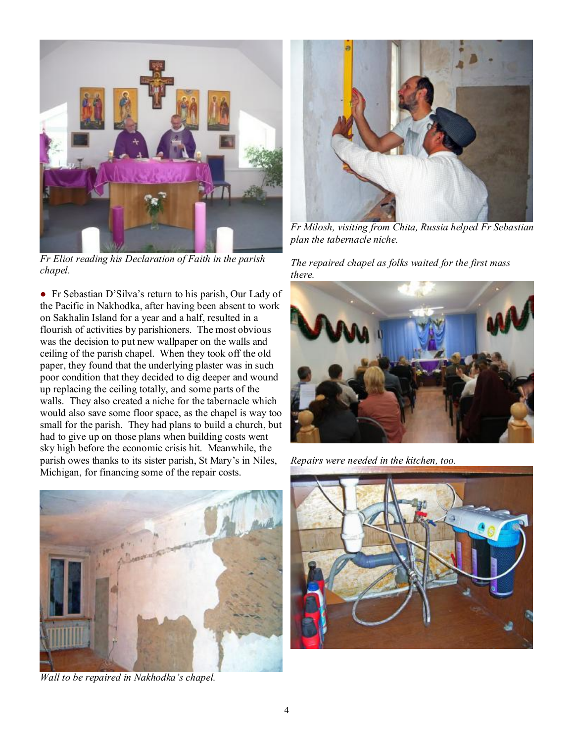*Fr Eliot reading his Declaration of Faith in the parish chapel.*

● Fr Sebastian D'Silva's return to his parish, Our Lady of the Pacific in Nakhodka, after having been absent to work on Sakhalin Island for a year and a half, resulted in a flourish of activities by parishioners. The most obvious was the decision to put new wallpaper on the walls and ceiling of the parish chapel. When they took off the old paper, they found that the underlying plaster was in such poor condition that they decided to dig deeper and wound up replacing the ceiling totally, and some parts of the walls. They also created a niche for the tabernacle which would also save some floor space, as the chapel is way too small for the parish. They had plans to build a church, but had to give up on those plans when building costs went sky high before the economic crisis hit. Meanwhile, the parish owes thanks to its sister parish, St Mary's in Niles, Michigan, for financing some of the repair costs.

*Wall to be repaired in Nakhodka's chapel.*

*Fr Milosh, visiting from Chita, Russia helped Fr Sebastian plan the tabernacle niche.*

*The repaired chapel as folks waited for the first mass there.*

*Repairs were needed in the kitchen, too.*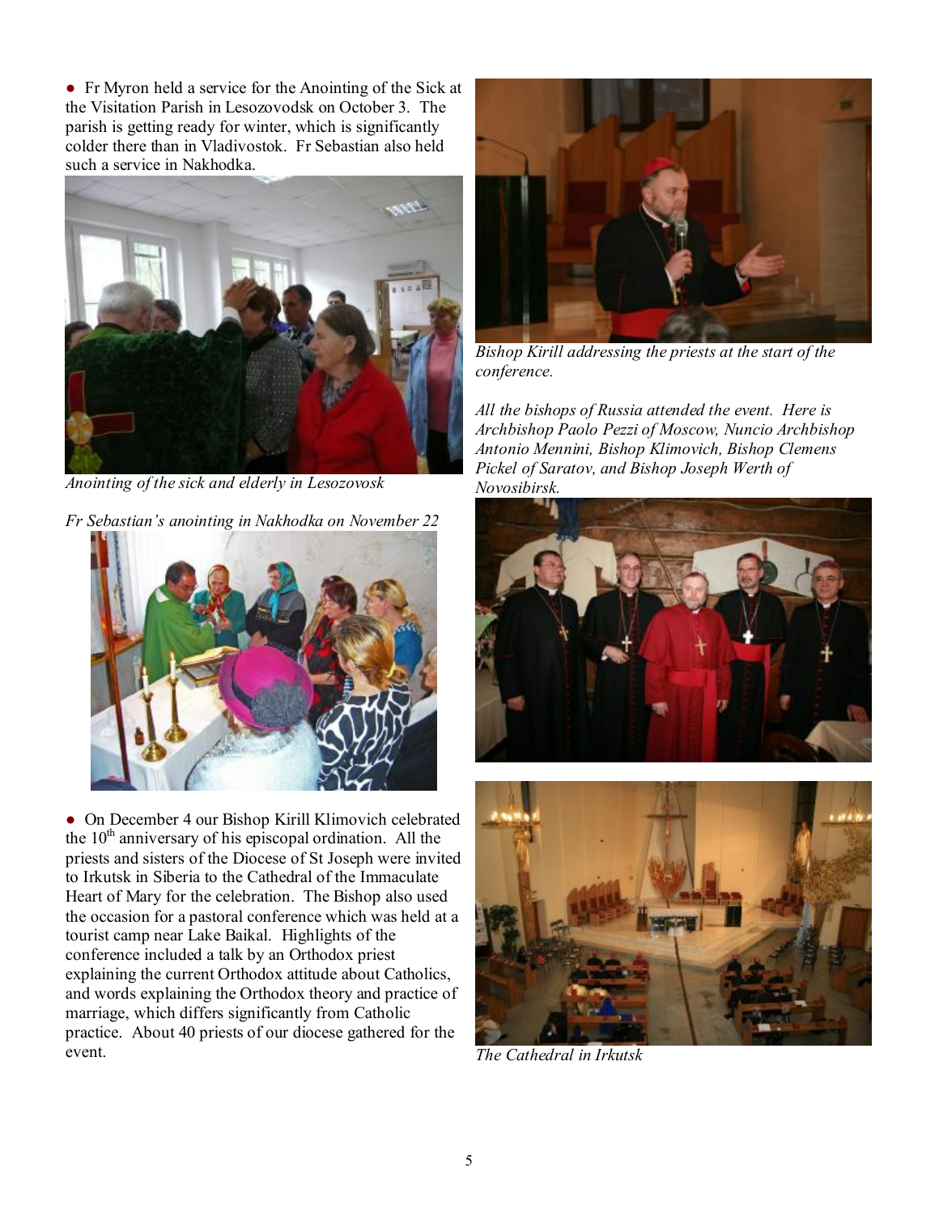● Fr Myron held a service for the Anointing of the Sick at the Visitation Parish in Lesozovodsk on October 3. The parish is getting ready for winter, which is significantly colder there than in Vladivostok. Fr Sebastian also held such a service in Nakhodka.

*Anointing of the sick and elderly in Lesozovosk*

*Fr Sebastian's anointing in Nakhodka on November 22*

● On December 4 our Bishop Kirill Klimovich celebrated the 10th anniversary of his episcopal ordination. All the priests and sisters of the Diocese of St Joseph were invited to Irkutsk in Siberia to the Cathedral of the Immaculate Heart of Mary for the celebration. The Bishop also used the occasion for a pastoral conference which was held at a tourist camp near Lake Baikal. Highlights of the conference included a talk by an Orthodox priest explaining the current Orthodox attitude about Catholics, and words explaining the Orthodox theory and practice of marriage, which differs significantly from Catholic practice. About 40 priests of our diocese gathered for the event.

*Bishop Kirill addressing the priests at the start of the conference.*

*All the bishops of Russia attended the event. Here is Archbishop Paolo Pezzi of Moscow, Nuncio Archbishop Antonio Mennini, Bishop Klimovich, Bishop Clemens Pickel of Saratov, and Bishop Joseph Werth of Novosibirsk.*

*The Cathedral in Irkutsk*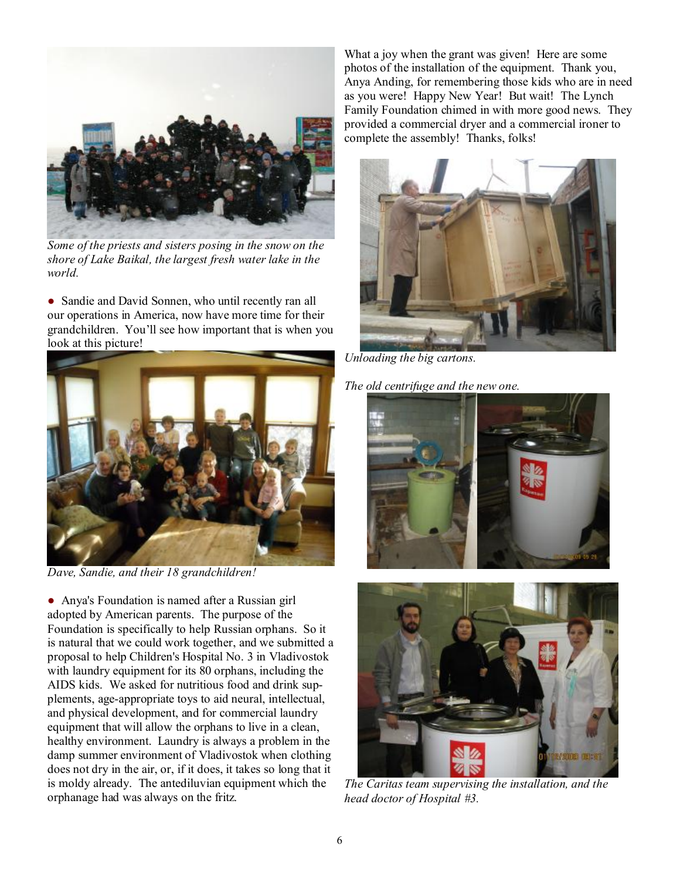*Some of the priests and sisters posing in the snow on the shore of Lake Baikal, the largest fresh water lake in the world.*

● Sandie and David Sonnen, who until recently ran all our operations in America, now have more time for their grandchildren. You'll see how important that is when you look at this picture!

*Dave, Sandie, and their 18 grandchildren!*

● Anya's Foundation is named after a Russian girl adopted by American parents. The purpose of the Foundation is specifically to help Russian orphans. So it is natural that we could work together, and we submitted a proposal to help Children's Hospital No. 3 in Vladivostok with laundry equipment for its 80 orphans, including the AIDS kids. We asked for nutritious food and drink supplements, age-appropriate toys to aid neural, intellectual, and physical development, and for commercial laundry equipment that will allow the orphans to live in a clean, healthy environment. Laundry is always a problem in the damp summer environment of Vladivostok when clothing does not dry in the air, or, if it does, it takes so long that it is moldy already. The antediluvian equipment which the orphanage had was always on the fritz.

What a joy when the grant was given! Here are some photos of the installation of the equipment. Thank you, Anya Anding, for remembering those kids who are in need as you were! Happy New Year! But wait! The Lynch Family Foundation chimed in with more good news. They provided a commercial dryer and a commercial ironer to complete the assembly! Thanks, folks!

*Unloading the big cartons.*

*The old centrifuge and the new one.*

*The Caritas team supervising the installation, and the head doctor of Hospital #3.*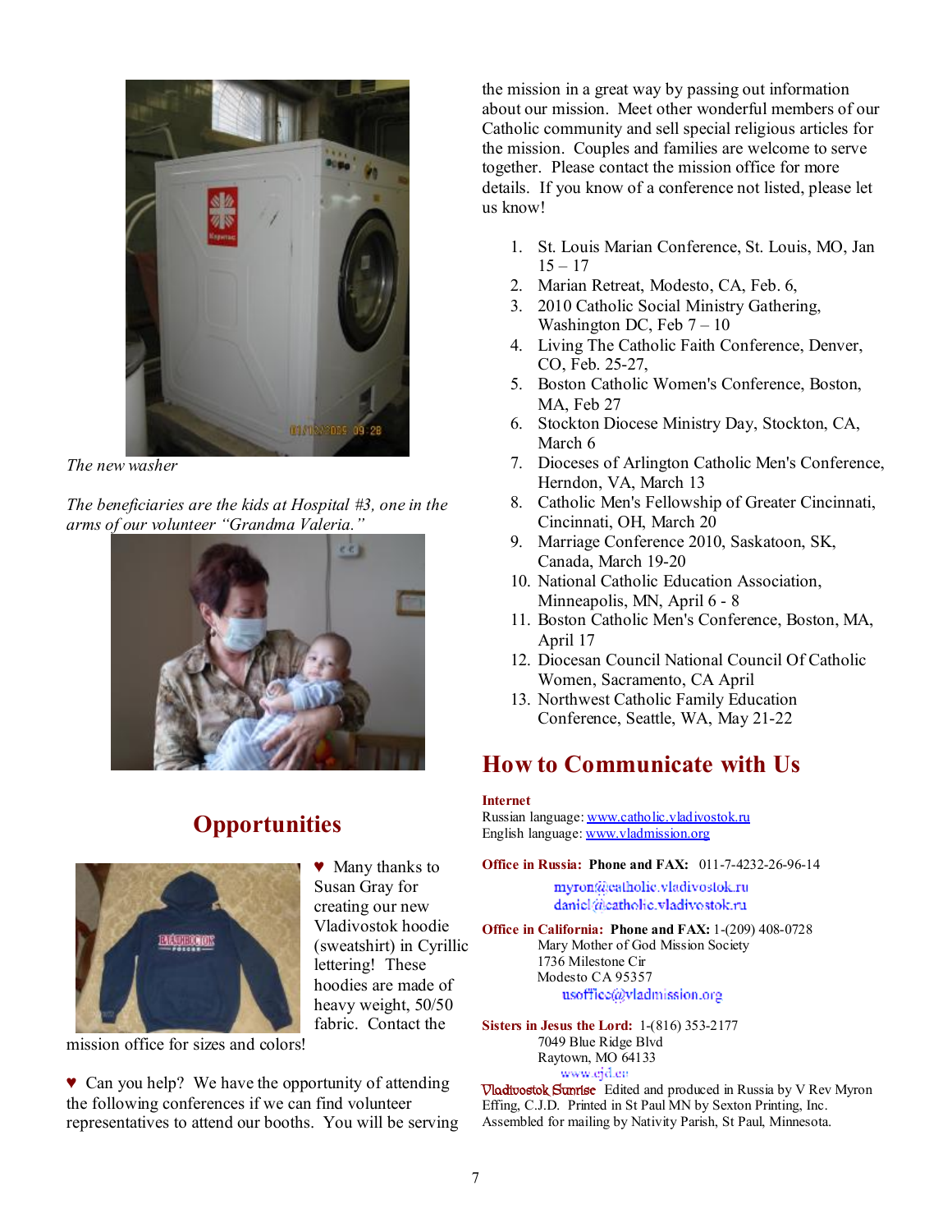*The new washer*

*The beneficiaries are the kids at Hospital #3, one in the arms of our volunteer "Grandma Valeria."*

## Opportunities

♥ Many thanks to Susan Gray for creating our new Vladivostok hoodie (sweatshirt) in Cyrillic lettering! These hoodies are made of heavy weight, 50/50 fabric. Contact the mission office for sizes and colors!

♥ Can you help? We have the opportunity of attending the following conferences if we can find volunteer representatives to attend our booths. You will be serving the mission in a great way by passing out information about our mission. Meet other wonderful members of our Catholic community and sell special religious articles for the mission. Couples and families are welcome to serve together. Please contact the mission office for more details. If you know of a conference not listed, please let us know!

1. St. Louis Marian Conference, St. Louis, MO, Jan 15 – 17
2. Marian Retreat, Modesto, CA, Feb. 6,
3. 2010 Catholic Social Ministry Gathering, Washington DC, Feb 7 – 10
4. Living The Catholic Faith Conference, Denver, CO, Feb. 25-27,
5. Boston Catholic Women's Conference, Boston, MA, Feb 27
6. Stockton Diocese Ministry Day, Stockton, CA, March 6
7. Dioceses of Arlington Catholic Men's Conference, Herndon, VA, March 13
8. Catholic Men's Fellowship of Greater Cincinnati, Cincinnati, OH, March 20
9. Marriage Conference 2010, Saskatoon, SK, Canada, March 19-20
10. National Catholic Education Association, Minneapolis, MN, April 6 - 8
11. Boston Catholic Men's Conference, Boston, MA, April 17
12. Diocesan Council National Council Of Catholic Women, Sacramento, CA April
13. Northwest Catholic Family Education Conference, Seattle, WA, May 21-22

## How to Communicate with Us

**Internet**
Russian language: www.catholic.vladivostok.ru
English language: www.vladmission.org

**Office in Russia:** **Phone and FAX:** 011-7-4232-26-96-14
myron@catholic.vladivostok.ru
daniel@catholic.vladivostok.ru

**Office in California:** **Phone and FAX:** 1-(209) 408-0728
Mary Mother of God Mission Society
1736 Milestone Cir
Modesto CA 95357
usoffice@vladmission.org

**Sisters in Jesus the Lord:** 1-(816) 353-2177
7049 Blue Ridge Blvd
Raytown, MO 64133
www.cjd.cc

Vladivostok Sunrise Edited and produced in Russia by V Rev Myron Effing, C.J.D. Printed in St Paul MN by Sexton Printing, Inc. Assembled for mailing by Nativity Parish, St Paul, Minnesota.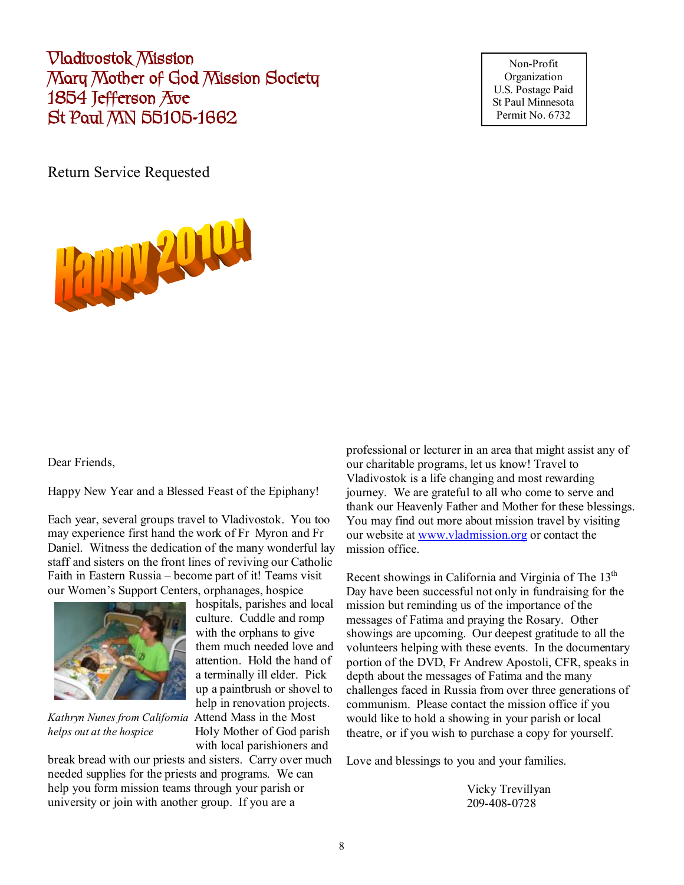Vladivostok Mission
Mary Mother of God Mission Society
1854 Jefferson Ave
St Paul MN 55105-1662

Non-Profit Organization
U.S. Postage Paid
St Paul Minnesota
Permit No. 6732

Return Service Requested

# Happy 2010!

Dear Friends,

Happy New Year and a Blessed Feast of the Epiphany!

Each year, several groups travel to Vladivostok. You too may experience first hand the work of Fr Myron and Fr Daniel. Witness the dedication of the many wonderful lay staff and sisters on the front lines of reviving our Catholic Faith in Eastern Russia – become part of it! Teams visit our Women's Support Centers, orphanages, hospice hospitals, parishes and local culture. Cuddle and romp with the orphans to give them much needed love and attention. Hold the hand of a terminally ill elder. Pick up a paintbrush or shovel to help in renovation projects. Attend Mass in the Most Holy Mother of God parish with local parishioners and break bread with our priests and sisters. Carry over much needed supplies for the priests and programs. We can help you form mission teams through your parish or university or join with another group. If you are a professional or lecturer in an area that might assist any of our charitable programs, let us know! Travel to Vladivostok is a life changing and most rewarding journey. We are grateful to all who come to serve and thank our Heavenly Father and Mother for these blessings. You may find out more about mission travel by visiting our website at [www.vladmission.org](http://www.vladmission.org) or contact the mission office.

*Kathryn Nunes from California helps out at the hospice*

Recent showings in California and Virginia of The 13th Day have been successful not only in fundraising for the mission but reminding us of the importance of the messages of Fatima and praying the Rosary. Other showings are upcoming. Our deepest gratitude to all the volunteers helping with these events. In the documentary portion of the DVD, Fr Andrew Apostoli, CFR, speaks in depth about the messages of Fatima and the many challenges faced in Russia from over three generations of communism. Please contact the mission office if you would like to hold a showing in your parish or local theatre, or if you wish to purchase a copy for yourself.

Love and blessings to you and your families.

Vicky Trevillyan
209-408-0728